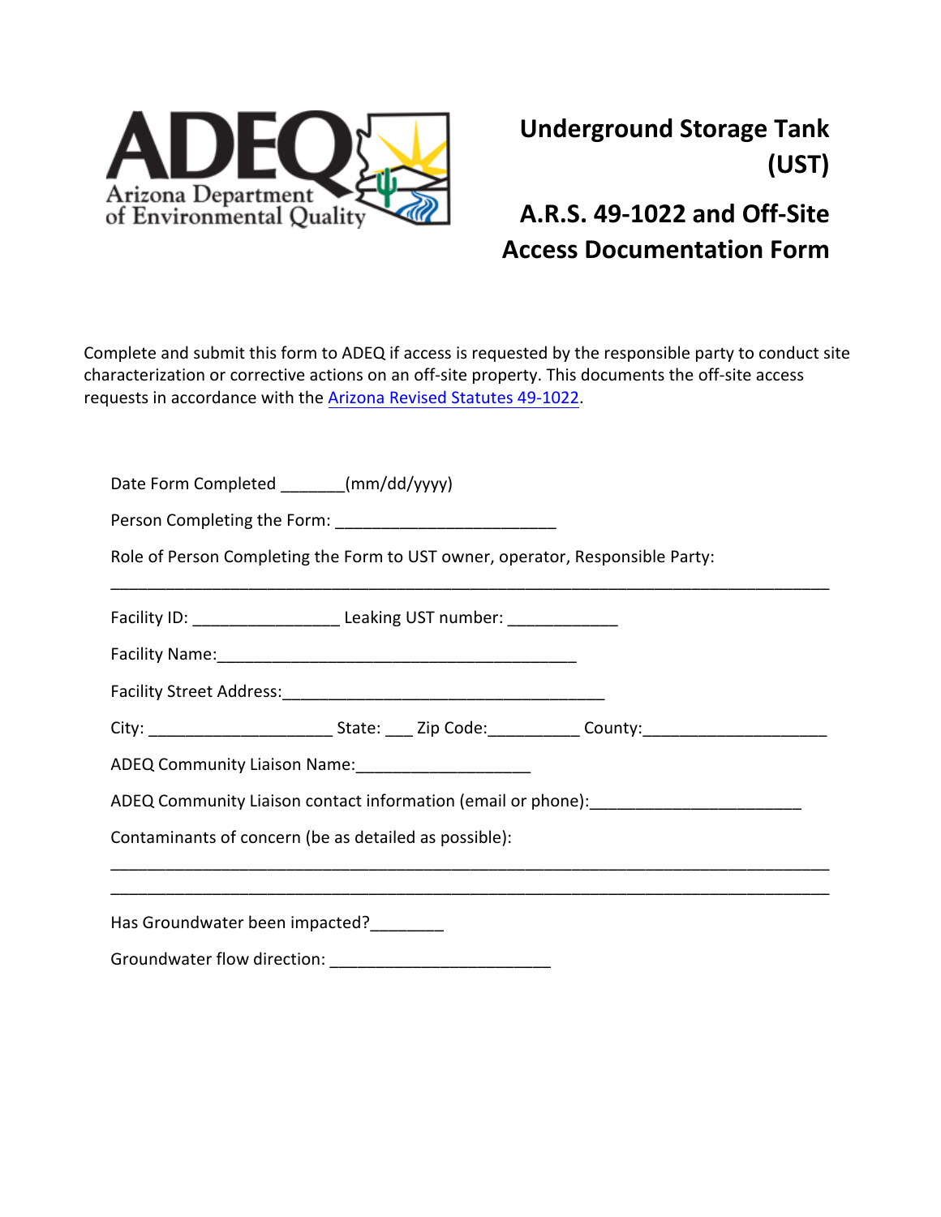ADEQ
Arizona Department of Environmental Quality

# Underground Storage Tank (UST)

# A.R.S. 49-1022 and Off-Site Access Documentation Form

Complete and submit this form to ADEQ if access is requested by the responsible party to conduct site characterization or corrective actions on an off-site property. This documents the off-site access requests in accordance with the Arizona Revised Statutes 49-1022.

Date Form Completed _______(mm/dd/yyyy)

Person Completing the Form: ________________________

Role of Person Completing the Form to UST owner, operator, Responsible Party:

___________________________________________________________________________

Facility ID: ________________ Leaking UST number: ____________

Facility Name:_______________________________________

Facility Street Address:___________________________________

City: ____________________ State: ___ Zip Code:__________ County:____________________

ADEQ Community Liaison Name:___________________

ADEQ Community Liaison contact information (email or phone):_______________________

Contaminants of concern (be as detailed as possible):

___________________________________________________________________________

___________________________________________________________________________

Has Groundwater been impacted?________

Groundwater flow direction: ________________________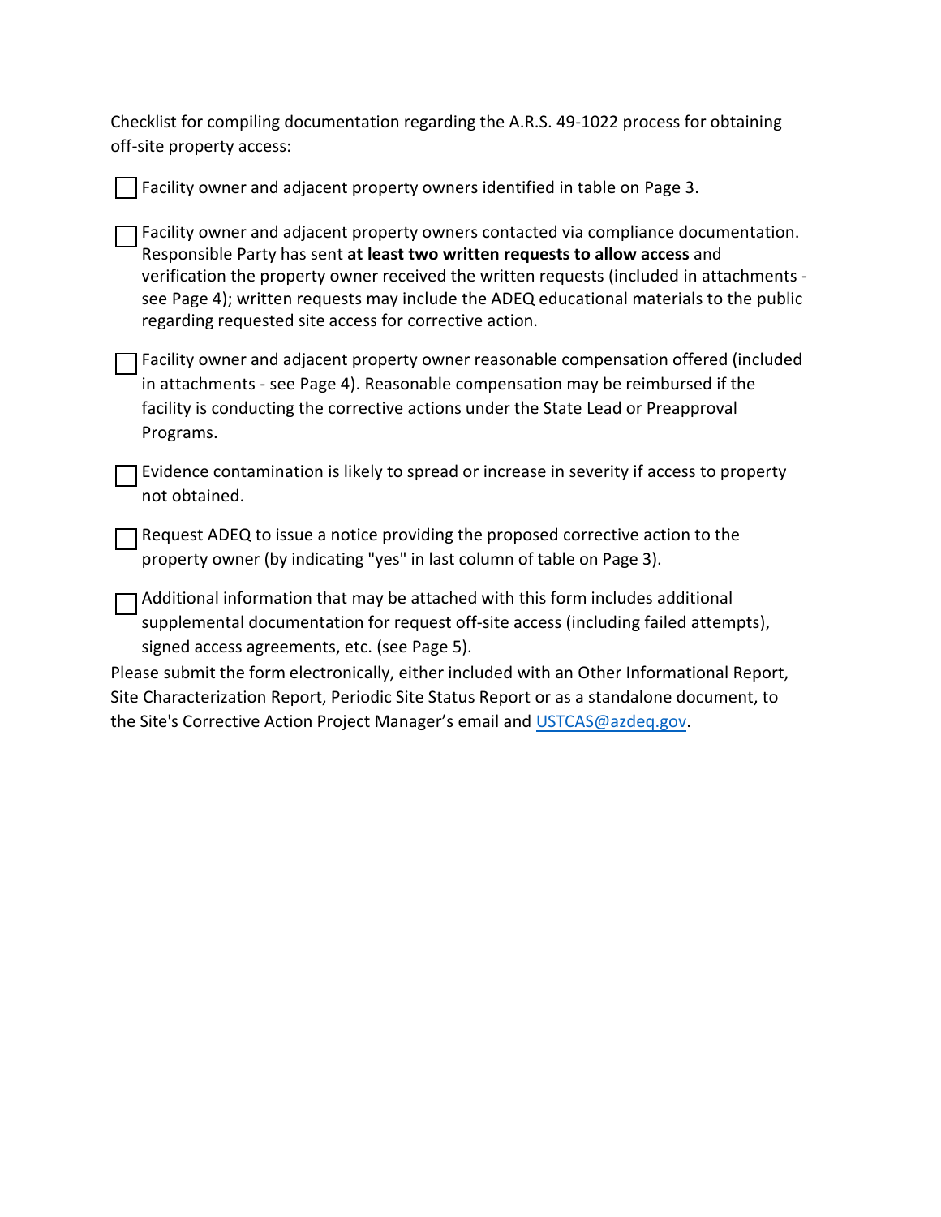Checklist for compiling documentation regarding the A.R.S. 49-1022 process for obtaining off-site property access:

- [ ] Facility owner and adjacent property owners identified in table on Page 3.
- [ ] Facility owner and adjacent property owners contacted via compliance documentation. Responsible Party has sent **at least two written requests to allow access** and verification the property owner received the written requests (included in attachments - see Page 4); written requests may include the ADEQ educational materials to the public regarding requested site access for corrective action.
- [ ] Facility owner and adjacent property owner reasonable compensation offered (included in attachments - see Page 4). Reasonable compensation may be reimbursed if the facility is conducting the corrective actions under the State Lead or Preapproval Programs.
- [ ] Evidence contamination is likely to spread or increase in severity if access to property not obtained.
- [ ] Request ADEQ to issue a notice providing the proposed corrective action to the property owner (by indicating "yes" in last column of table on Page 3).
- [ ] Additional information that may be attached with this form includes additional supplemental documentation for request off-site access (including failed attempts), signed access agreements, etc. (see Page 5).

Please submit the form electronically, either included with an Other Informational Report, Site Characterization Report, Periodic Site Status Report or as a standalone document, to the Site's Corrective Action Project Manager's email and [USTCAS@azdeq.gov](mailto:USTCAS@azdeq.gov).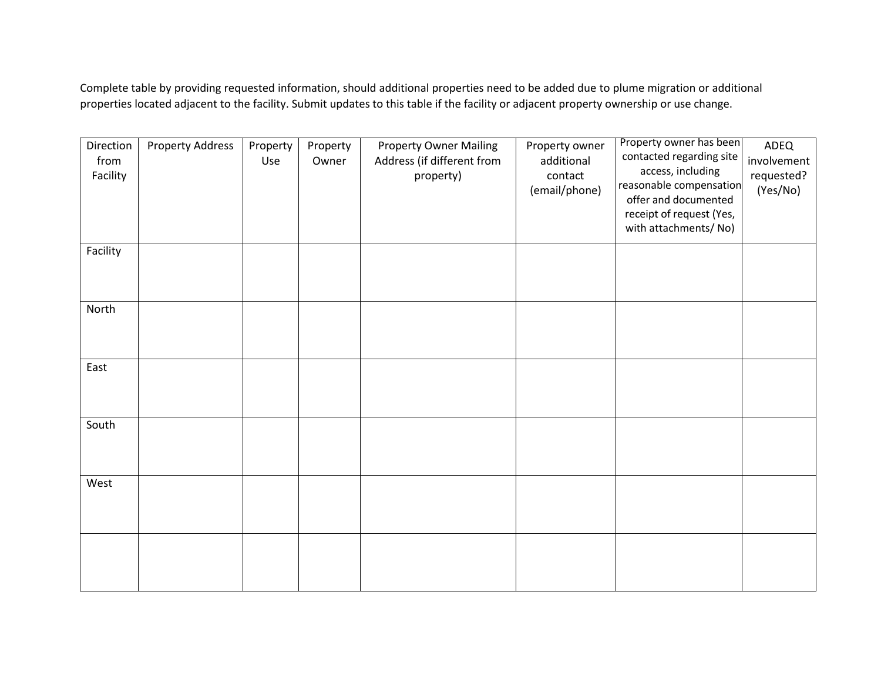Complete table by providing requested information, should additional properties need to be added due to plume migration or additional properties located adjacent to the facility. Submit updates to this table if the facility or adjacent property ownership or use change.

| Direction from Facility | Property Address | Property Use | Property Owner | Property Owner Mailing Address (if different from property) | Property owner additional contact (email/phone) | Property owner has been contacted regarding site access, including reasonable compensation offer and documented receipt of request (Yes, with attachments/ No) | ADEQ involvement requested? (Yes/No) |
|---|---|---|---|---|---|---|---|
| Facility | | | | | | | |
| North | | | | | | | |
| East | | | | | | | |
| South | | | | | | | |
| West | | | | | | | |
| | | | | | | | |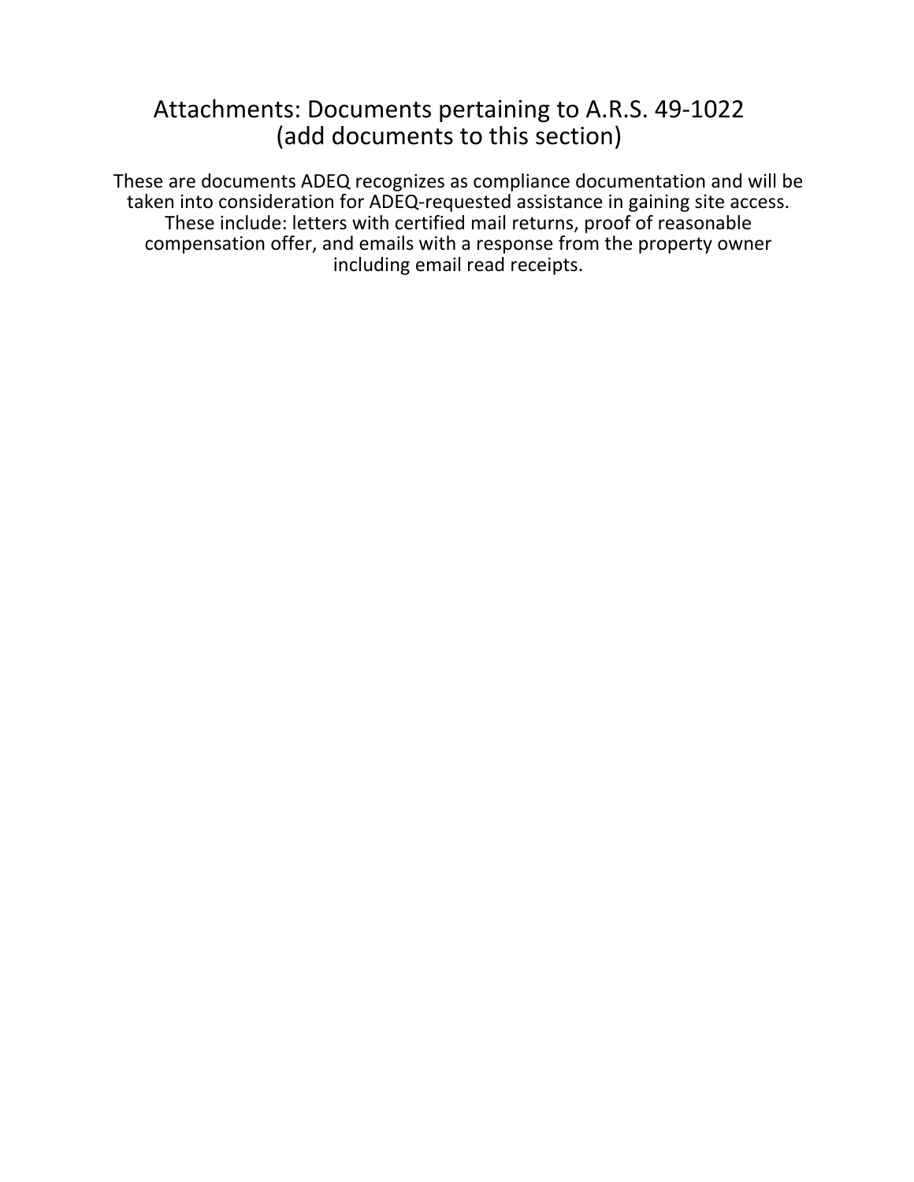# Attachments: Documents pertaining to A.R.S. 49-1022 (add documents to this section)

These are documents ADEQ recognizes as compliance documentation and will be taken into consideration for ADEQ-requested assistance in gaining site access. These include: letters with certified mail returns, proof of reasonable compensation offer, and emails with a response from the property owner including email read receipts.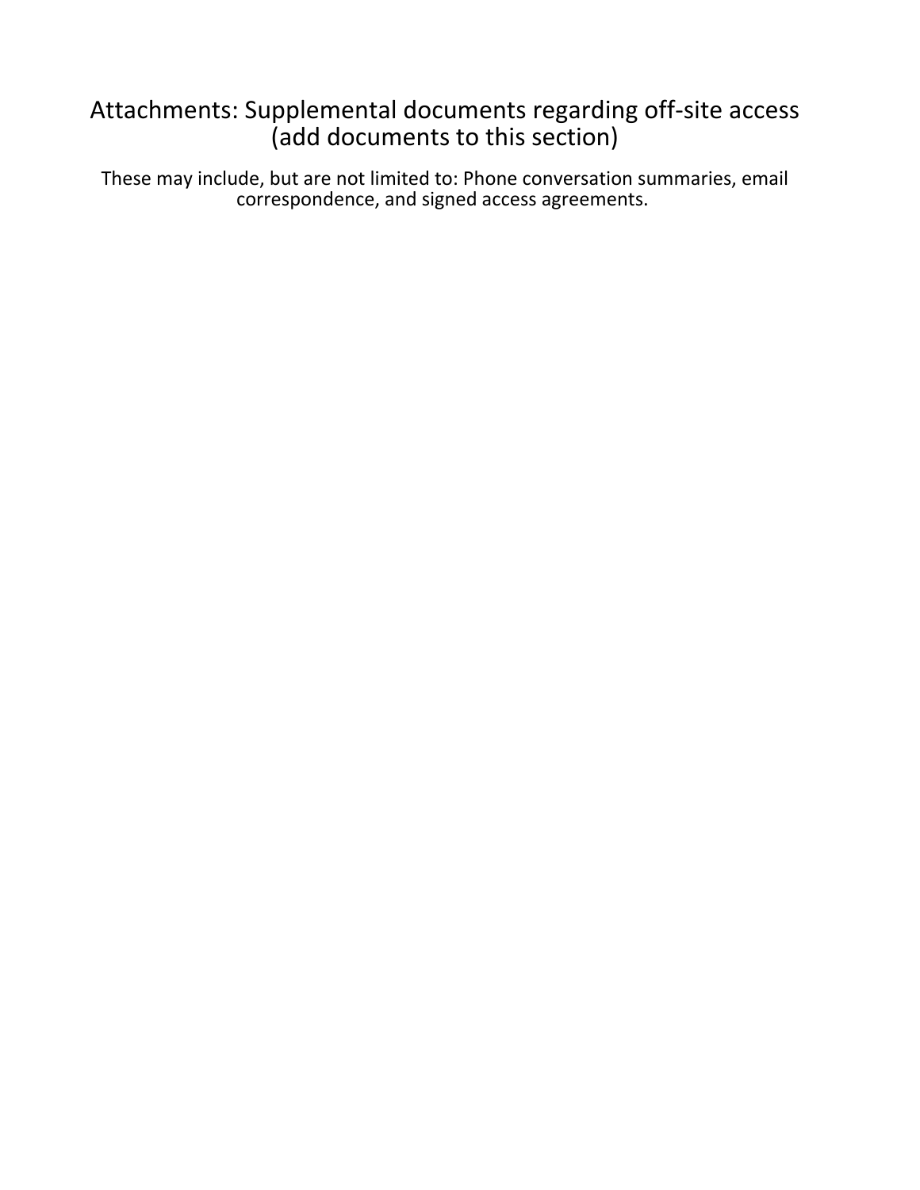# Attachments: Supplemental documents regarding off-site access (add documents to this section)

These may include, but are not limited to: Phone conversation summaries, email correspondence, and signed access agreements.